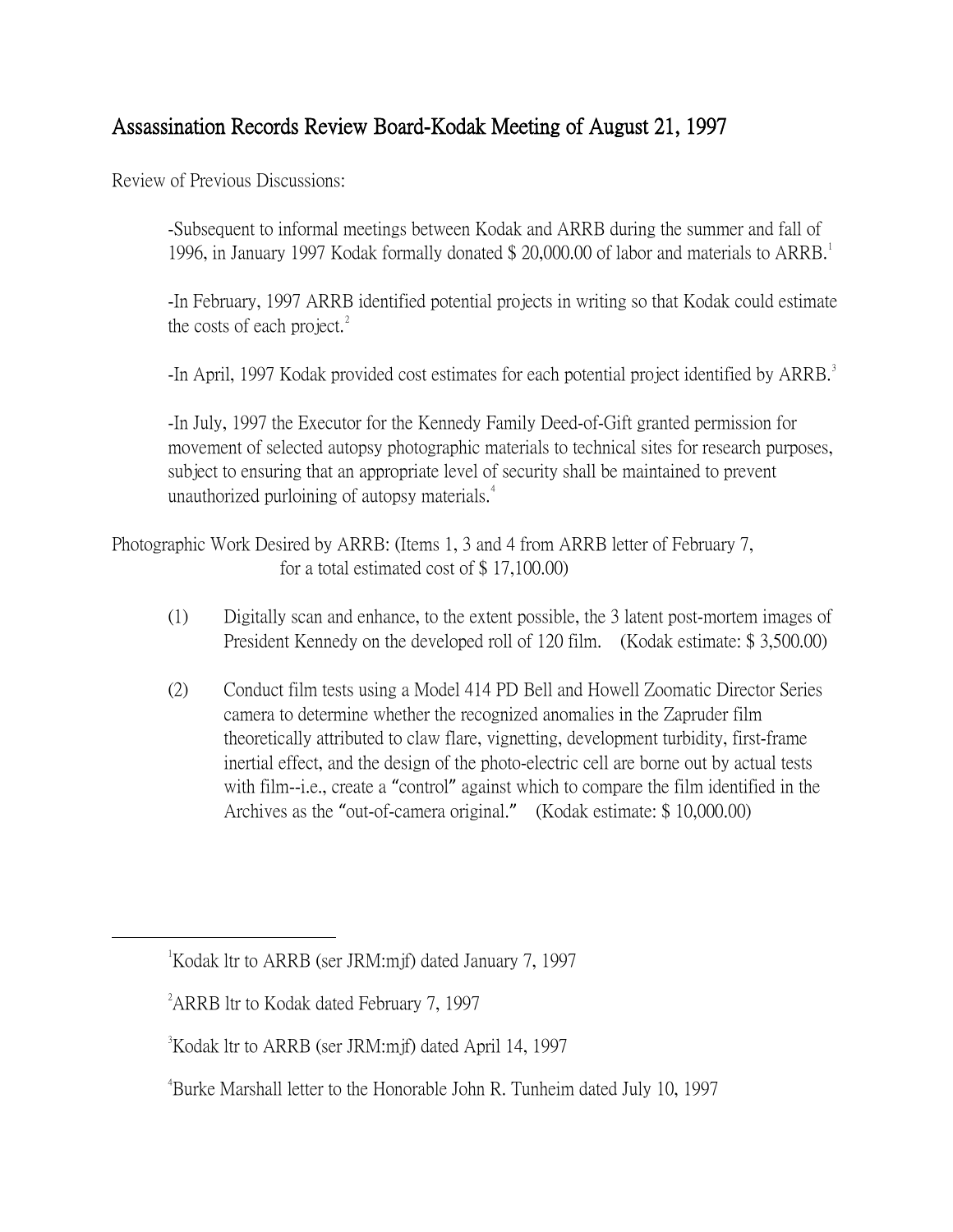# Assassination Records Review Board-Kodak Meeting of August 21, 1997

Review of Previous Discussions:

-Subsequent to informal meetings between Kodak and ARRB during the summer and fall of 1996, in January 1997 Kodak formally donated $ 20,000.00 of labor and materials to ARRB.[1]

-In February, 1997 ARRB identified potential projects in writing so that Kodak could estimate the costs of each project.[2]

-In April, 1997 Kodak provided cost estimates for each potential project identified by ARRB.[3]

-In July, 1997 the Executor for the Kennedy Family Deed-of-Gift granted permission for movement of selected autopsy photographic materials to technical sites for research purposes, subject to ensuring that an appropriate level of security shall be maintained to prevent unauthorized purloining of autopsy materials.[4]

Photographic Work Desired by ARRB: (Items 1, 3 and 4 from ARRB letter of February 7, for a total estimated cost of $ 17,100.00)

(1) Digitally scan and enhance, to the extent possible, the 3 latent post-mortem images of President Kennedy on the developed roll of 120 film. (Kodak estimate: $ 3,500.00)

(2) Conduct film tests using a Model 414 PD Bell and Howell Zoomatic Director Series camera to determine whether the recognized anomalies in the Zapruder film theoretically attributed to claw flare, vignetting, development turbidity, first-frame inertial effect, and the design of the photo-electric cell are borne out by actual tests with film--i.e., create a "control" against which to compare the film identified in the Archives as the "out-of-camera original." (Kodak estimate: $ 10,000.00)

---

[1] Kodak ltr to ARRB (ser JRM:mjf) dated January 7, 1997

[2] ARRB ltr to Kodak dated February 7, 1997

[3] Kodak ltr to ARRB (ser JRM:mjf) dated April 14, 1997

[4] Burke Marshall letter to the Honorable John R. Tunheim dated July 10, 1997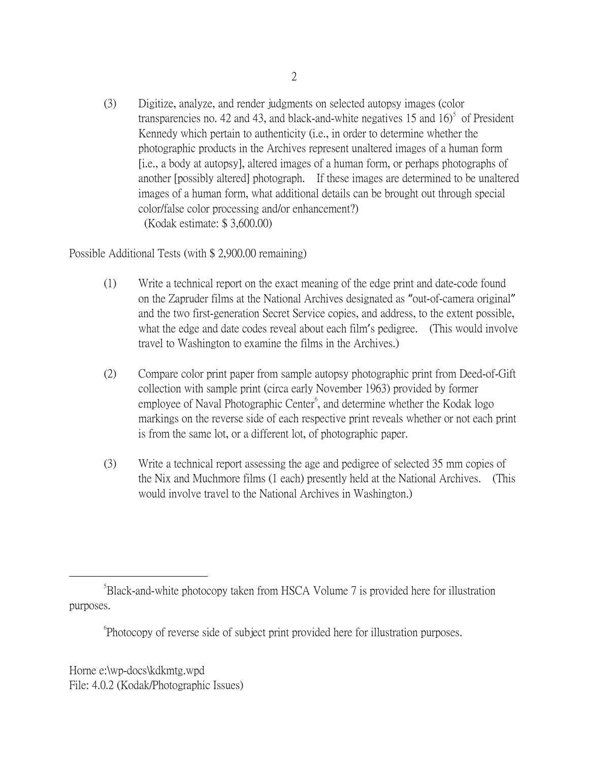(3) Digitize, analyze, and render judgments on selected autopsy images (color transparencies no. 42 and 43, and black-and-white negatives 15 and 16)[5] of President Kennedy which pertain to authenticity (i.e., in order to determine whether the photographic products in the Archives represent unaltered images of a human form [i.e., a body at autopsy], altered images of a human form, or perhaps photographs of another [possibly altered] photograph. If these images are determined to be unaltered images of a human form, what additional details can be brought out through special color/false color processing and/or enhancement?)
(Kodak estimate: $ 3,600.00)

Possible Additional Tests (with $ 2,900.00 remaining)

(1) Write a technical report on the exact meaning of the edge print and date-code found on the Zapruder films at the National Archives designated as "out-of-camera original" and the two first-generation Secret Service copies, and address, to the extent possible, what the edge and date codes reveal about each film's pedigree. (This would involve travel to Washington to examine the films in the Archives.)

(2) Compare color print paper from sample autopsy photographic print from Deed-of-Gift collection with sample print (circa early November 1963) provided by former employee of Naval Photographic Center[6], and determine whether the Kodak logo markings on the reverse side of each respective print reveals whether or not each print is from the same lot, or a different lot, of photographic paper.

(3) Write a technical report assessing the age and pedigree of selected 35 mm copies of the Nix and Muchmore films (1 each) presently held at the National Archives. (This would involve travel to the National Archives in Washington.)

---

[5] Black-and-white photocopy taken from HSCA Volume 7 is provided here for illustration purposes.

[6] Photocopy of reverse side of subject print provided here for illustration purposes.

Horne e:\wp-docs\kdkmtg.wpd
File: 4.0.2 (Kodak/Photographic Issues)